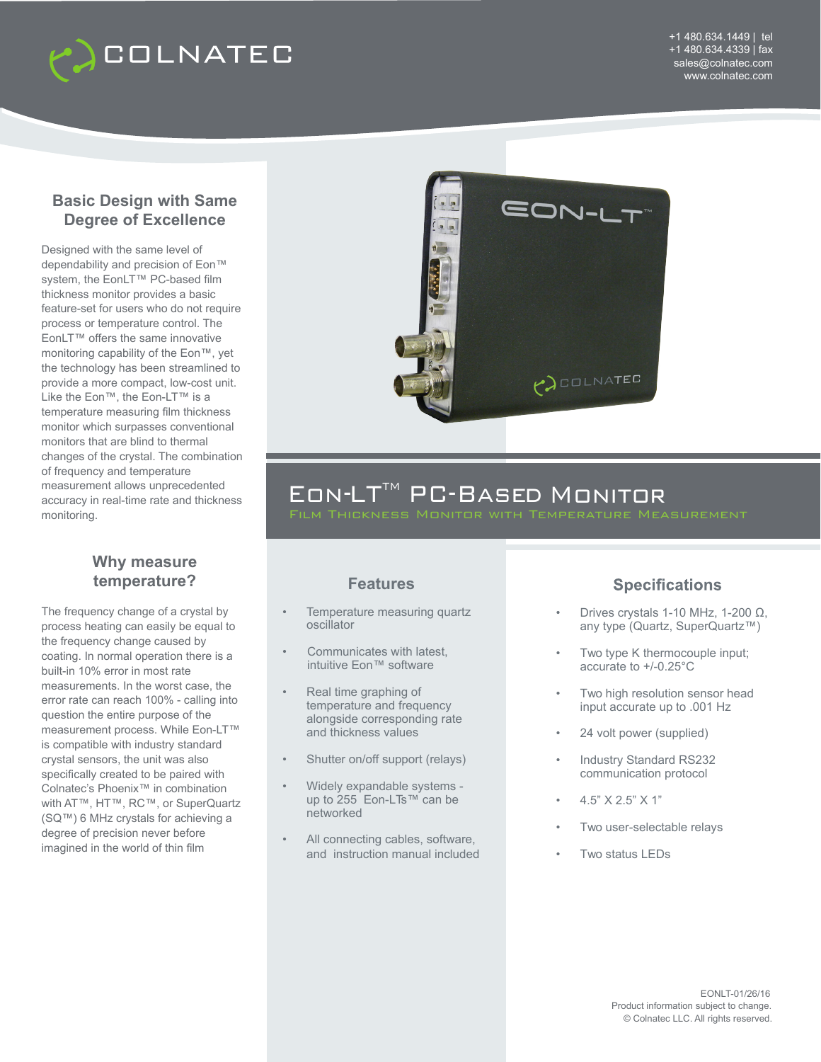COLNATEC

+1 480.634.1449 | tel
+1 480.634.4339 | fax
sales@colnatec.com
www.colnatec.com

# Eon-LT™ PC-Based Monitor

Film Thickness Monitor with Temperature Measurement

## Basic Design with Same Degree of Excellence

Designed with the same level of dependability and precision of Eon™ system, the EonLT™ PC-based film thickness monitor provides a basic feature-set for users who do not require process or temperature control. The EonLT™ offers the same innovative monitoring capability of the Eon™, yet the technology has been streamlined to provide a more compact, low-cost unit. Like the Eon™, the Eon-LT™ is a temperature measuring film thickness monitor which surpasses conventional monitors that are blind to thermal changes of the crystal. The combination of frequency and temperature measurement allows unprecedented accuracy in real-time rate and thickness monitoring.

## Why measure temperature?

The frequency change of a crystal by process heating can easily be equal to the frequency change caused by coating. In normal operation there is a built-in 10% error in most rate measurements. In the worst case, the error rate can reach 100% - calling into question the entire purpose of the measurement process. While Eon-LT™ is compatible with industry standard crystal sensors, the unit was also specifically created to be paired with Colnatec's Phoenix™ in combination with AT™, HT™, RC™, or SuperQuartz (SQ™) 6 MHz crystals for achieving a degree of precision never before imagined in the world of thin film

## Features

- Temperature measuring quartz oscillator
- Communicates with latest, intuitive Eon™ software
- Real time graphing of temperature and frequency alongside corresponding rate and thickness values
- Shutter on/off support (relays)
- Widely expandable systems - up to 255 Eon-LTs™ can be networked
- All connecting cables, software, and instruction manual included

## Specifications

- Drives crystals 1-10 MHz, 1-200 Ω, any type (Quartz, SuperQuartz™)
- Two type K thermocouple input; accurate to +/-0.25°C
- Two high resolution sensor head input accurate up to .001 Hz
- 24 volt power (supplied)
- Industry Standard RS232 communication protocol
- 4.5" X 2.5" X 1"
- Two user-selectable relays
- Two status LEDs

EONLT-01/26/16
Product information subject to change.
© Colnatec LLC. All rights reserved.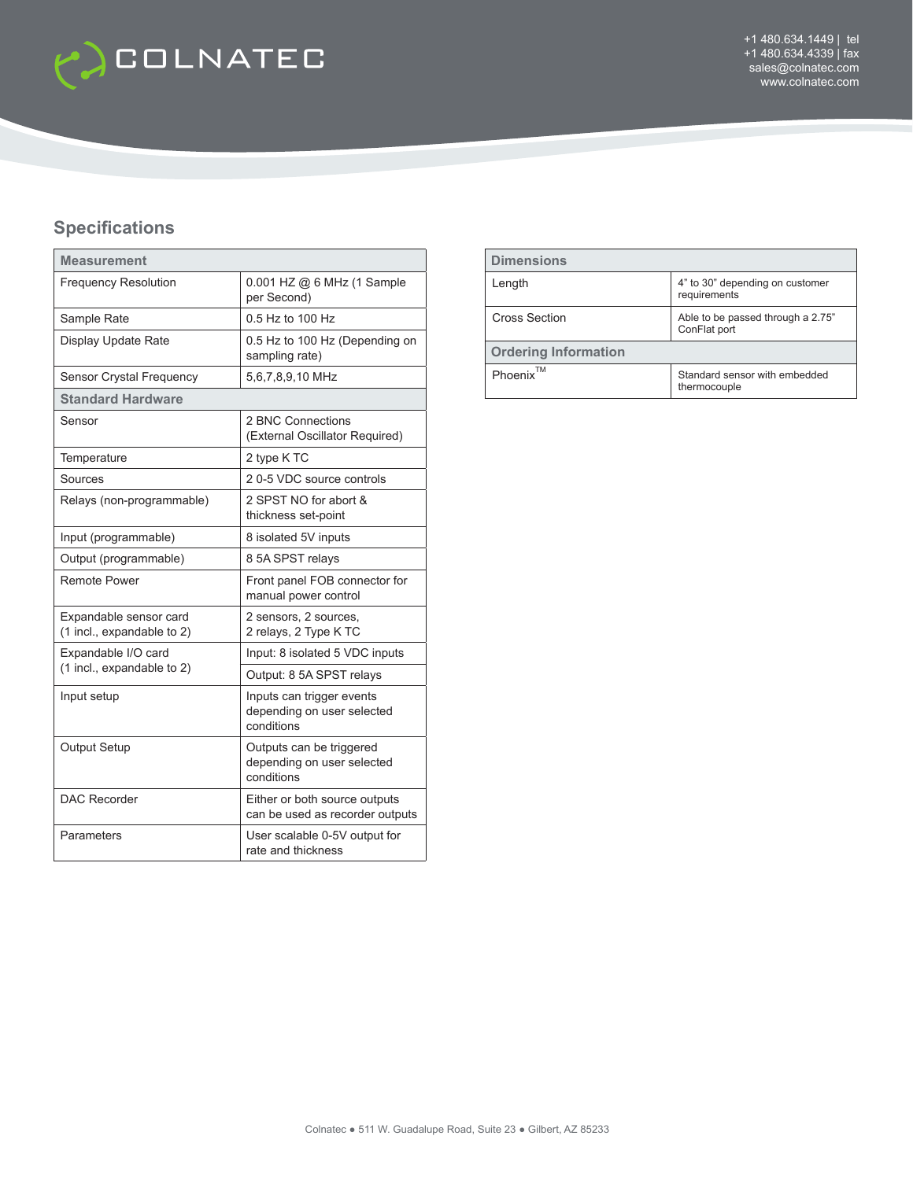## Specifications

| Measurement | |
|---|---|
| Frequency Resolution | 0.001 HZ @ 6 MHz (1 Sample per Second) |
| Sample Rate | 0.5 Hz to 100 Hz |
| Display Update Rate | 0.5 Hz to 100 Hz (Depending on sampling rate) |
| Sensor Crystal Frequency | 5,6,7,8,9,10 MHz |
| **Standard Hardware** | |
| Sensor | 2 BNC Connections (External Oscillator Required) |
| Temperature | 2 type K TC |
| Sources | 2 0-5 VDC source controls |
| Relays (non-programmable) | 2 SPST NO for abort & thickness set-point |
| Input (programmable) | 8 isolated 5V inputs |
| Output (programmable) | 8 5A SPST relays |
| Remote Power | Front panel FOB connector for manual power control |
| Expandable sensor card (1 incl., expandable to 2) | 2 sensors, 2 sources, 2 relays, 2 Type K TC |
| Expandable I/O card (1 incl., expandable to 2) | Input: 8 isolated 5 VDC inputs |
| | Output: 8 5A SPST relays |
| Input setup | Inputs can trigger events depending on user selected conditions |
| Output Setup | Outputs can be triggered depending on user selected conditions |
| DAC Recorder | Either or both source outputs can be used as recorder outputs |
| Parameters | User scalable 0-5V output for rate and thickness |

| Dimensions | |
|---|---|
| Length | 4" to 30" depending on customer requirements |
| Cross Section | Able to be passed through a 2.75" ConFlat port |
| **Ordering Information** | |
| Phoenix™ | Standard sensor with embedded thermocouple |